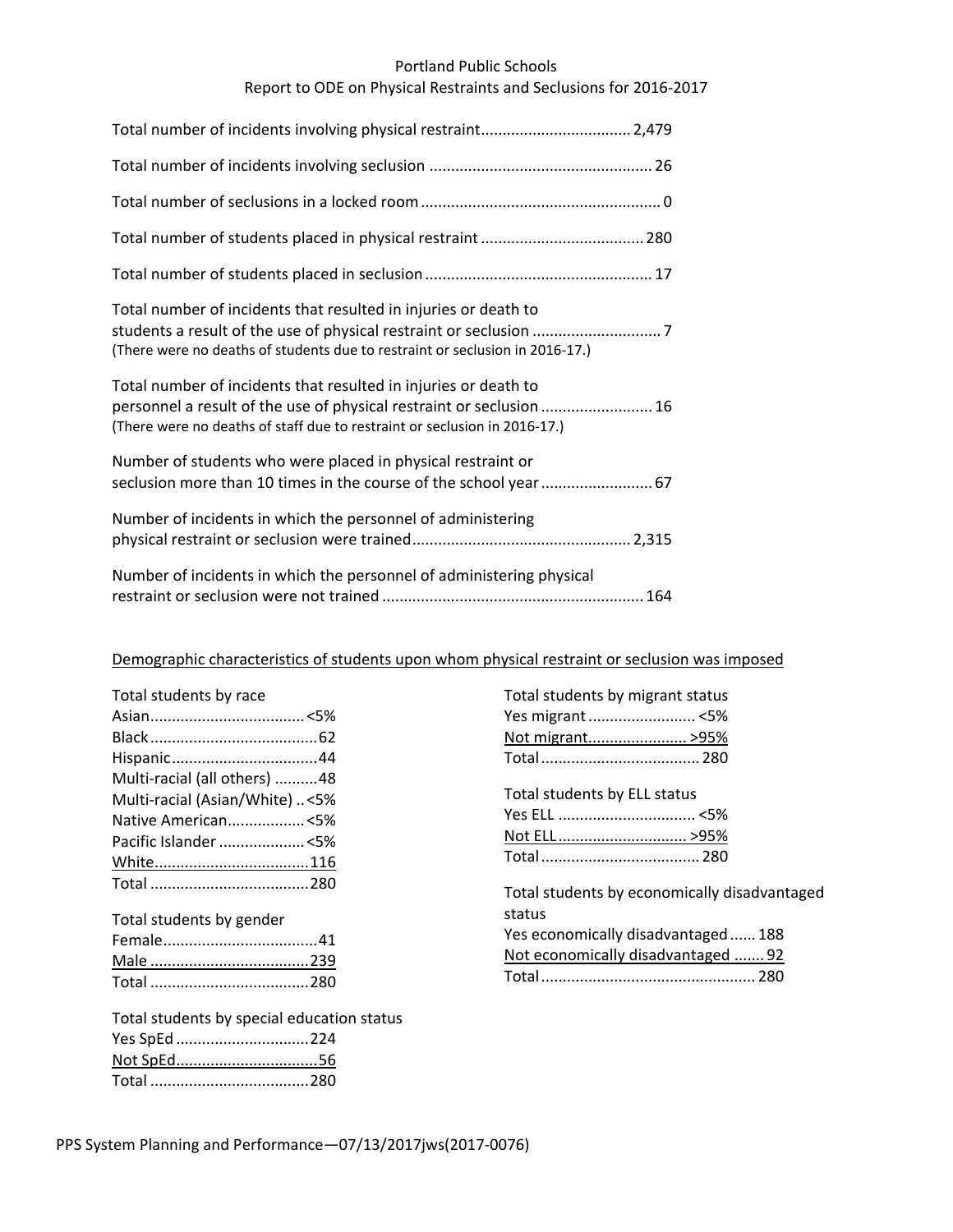# Portland Public Schools
## Report to ODE on Physical Restraints and Seclusions for 2016-2017

| Item | Count |
|---|---|
| Total number of incidents involving physical restraint | 2,479 |
| Total number of incidents involving seclusion | 26 |
| Total number of seclusions in a locked room | 0 |
| Total number of students placed in physical restraint | 280 |
| Total number of students placed in seclusion | 17 |
| Total number of incidents that resulted in injuries or death to students a result of the use of physical restraint or seclusion (There were no deaths of students due to restraint or seclusion in 2016-17.) | 7 |
| Total number of incidents that resulted in injuries or death to personnel a result of the use of physical restraint or seclusion (There were no deaths of staff due to restraint or seclusion in 2016-17.) | 16 |
| Number of students who were placed in physical restraint or seclusion more than 10 times in the course of the school year | 67 |
| Number of incidents in which the personnel of administering physical restraint or seclusion were trained | 2,315 |
| Number of incidents in which the personnel of administering physical restraint or seclusion were not trained | 164 |

### Demographic characteristics of students upon whom physical restraint or seclusion was imposed

**Total students by race**

| Race | Count |
|---|---|
| Asian | <5% |
| Black | 62 |
| Hispanic | 44 |
| Multi-racial (all others) | 48 |
| Multi-racial (Asian/White) | <5% |
| Native American | <5% |
| Pacific Islander | <5% |
| White | 116 |
| Total | 280 |

**Total students by gender**

| Gender | Count |
|---|---|
| Female | 41 |
| Male | 239 |
| Total | 280 |

**Total students by special education status**

| Status | Count |
|---|---|
| Yes SpEd | 224 |
| Not SpEd | 56 |
| Total | 280 |

**Total students by migrant status**

| Status | Count |
|---|---|
| Yes migrant | <5% |
| Not migrant | >95% |
| Total | 280 |

**Total students by ELL status**

| Status | Count |
|---|---|
| Yes ELL | <5% |
| Not ELL | >95% |
| Total | 280 |

**Total students by economically disadvantaged status**

| Status | Count |
|---|---|
| Yes economically disadvantaged | 188 |
| Not economically disadvantaged | 92 |
| Total | 280 |

PPS System Planning and Performance—07/13/2017jws(2017-0076)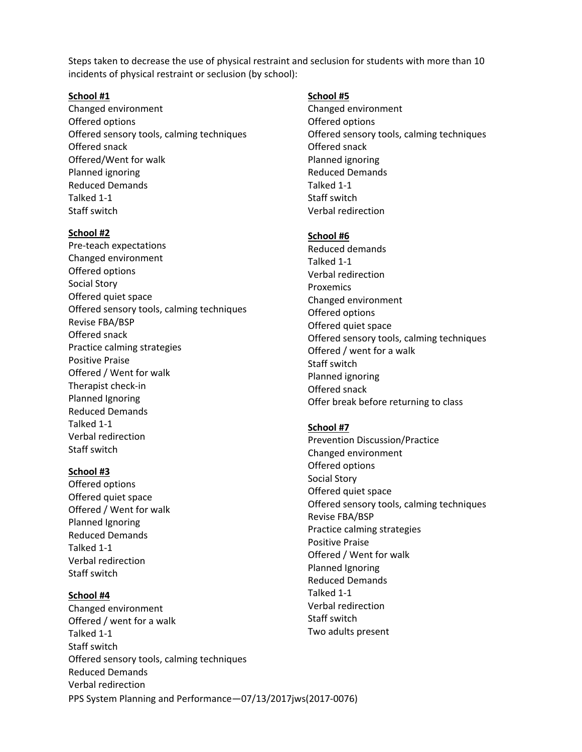Steps taken to decrease the use of physical restraint and seclusion for students with more than 10 incidents of physical restraint or seclusion (by school):

**School #1**

Changed environment
Offered options
Offered sensory tools, calming techniques
Offered snack
Offered/Went for walk
Planned ignoring
Reduced Demands
Talked 1-1
Staff switch

**School #2**

Pre-teach expectations
Changed environment
Offered options
Social Story
Offered quiet space
Offered sensory tools, calming techniques
Revise FBA/BSP
Offered snack
Practice calming strategies
Positive Praise
Offered / Went for walk
Therapist check-in
Planned Ignoring
Reduced Demands
Talked 1-1
Verbal redirection
Staff switch

**School #3**

Offered options
Offered quiet space
Offered / Went for walk
Planned Ignoring
Reduced Demands
Talked 1-1
Verbal redirection
Staff switch

**School #4**

Changed environment
Offered / went for a walk
Talked 1-1
Staff switch
Offered sensory tools, calming techniques
Reduced Demands
Verbal redirection

**School #5**

Changed environment
Offered options
Offered sensory tools, calming techniques
Offered snack
Planned ignoring
Reduced Demands
Talked 1-1
Staff switch
Verbal redirection

**School #6**

Reduced demands
Talked 1-1
Verbal redirection
Proxemics
Changed environment
Offered options
Offered quiet space
Offered sensory tools, calming techniques
Offered / went for a walk
Staff switch
Planned ignoring
Offered snack
Offer break before returning to class

**School #7**

Prevention Discussion/Practice
Changed environment
Offered options
Social Story
Offered quiet space
Offered sensory tools, calming techniques
Revise FBA/BSP
Practice calming strategies
Positive Praise
Offered / Went for walk
Planned Ignoring
Reduced Demands
Talked 1-1
Verbal redirection
Staff switch
Two adults present

PPS System Planning and Performance—07/13/2017jws(2017-0076)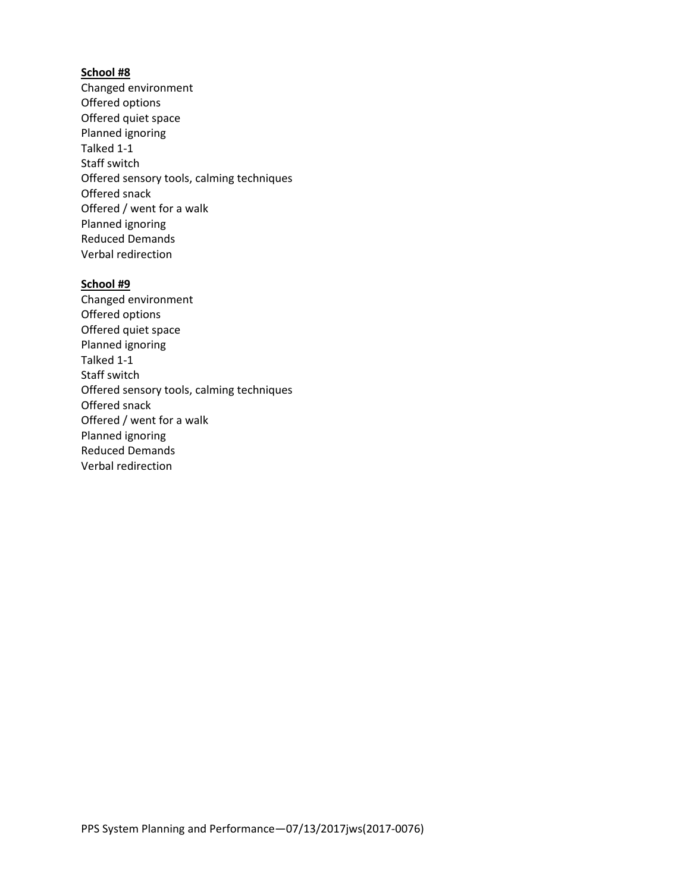**School #8**

Changed environment
Offered options
Offered quiet space
Planned ignoring
Talked 1-1
Staff switch
Offered sensory tools, calming techniques
Offered snack
Offered / went for a walk
Planned ignoring
Reduced Demands
Verbal redirection

**School #9**

Changed environment
Offered options
Offered quiet space
Planned ignoring
Talked 1-1
Staff switch
Offered sensory tools, calming techniques
Offered snack
Offered / went for a walk
Planned ignoring
Reduced Demands
Verbal redirection